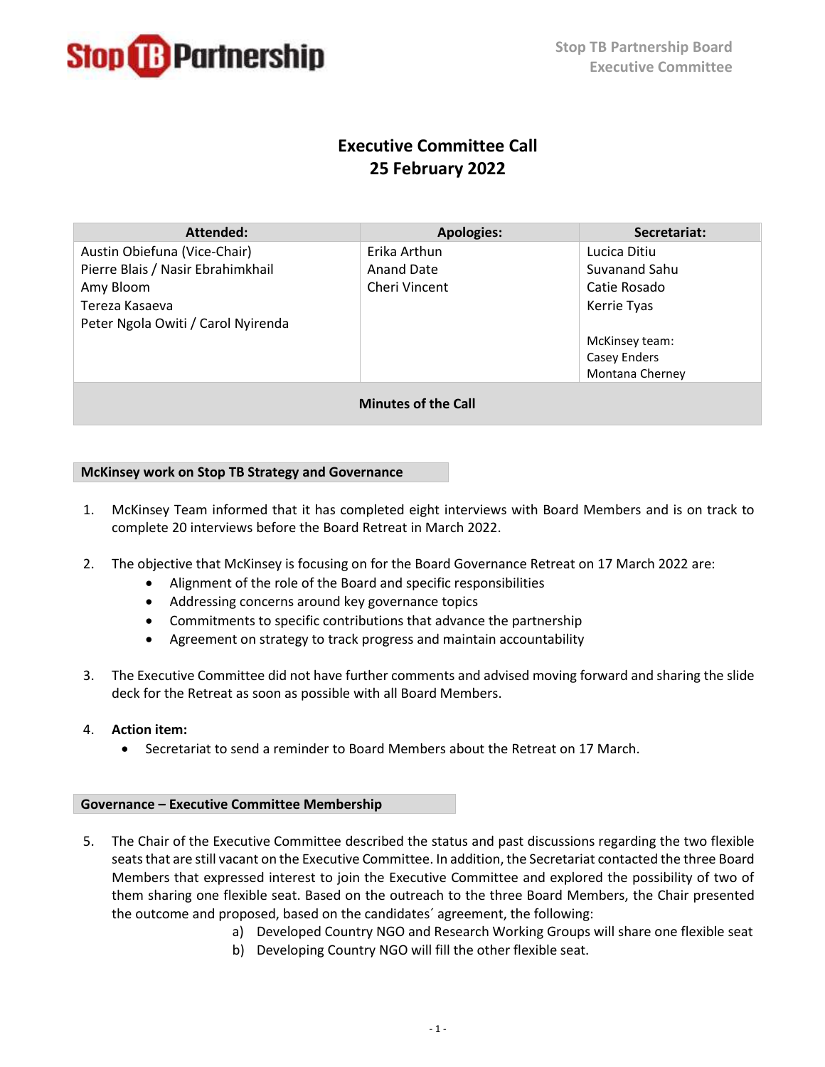Stop TB Partnership Board
Executive Committee

# Executive Committee Call
# 25 February 2022

| Attended: | Apologies: | Secretariat: |
|---|---|---|
| Austin Obiefuna (Vice-Chair)<br>Pierre Blais / Nasir Ebrahimkhail<br>Amy Bloom<br>Tereza Kasaeva<br>Peter Ngola Owiti / Carol Nyirenda | Erika Arthun<br>Anand Date<br>Cheri Vincent | Lucica Ditiu<br>Suvanand Sahu<br>Catie Rosado<br>Kerrie Tyas<br><br>McKinsey team:<br>Casey Enders<br>Montana Cherney |
| **Minutes of the Call** | | |

## McKinsey work on Stop TB Strategy and Governance

1. McKinsey Team informed that it has completed eight interviews with Board Members and is on track to complete 20 interviews before the Board Retreat in March 2022.

2. The objective that McKinsey is focusing on for the Board Governance Retreat on 17 March 2022 are:
   - Alignment of the role of the Board and specific responsibilities
   - Addressing concerns around key governance topics
   - Commitments to specific contributions that advance the partnership
   - Agreement on strategy to track progress and maintain accountability

3. The Executive Committee did not have further comments and advised moving forward and sharing the slide deck for the Retreat as soon as possible with all Board Members.

4. **Action item:**
   - Secretariat to send a reminder to Board Members about the Retreat on 17 March.

## Governance – Executive Committee Membership

5. The Chair of the Executive Committee described the status and past discussions regarding the two flexible seats that are still vacant on the Executive Committee. In addition, the Secretariat contacted the three Board Members that expressed interest to join the Executive Committee and explored the possibility of two of them sharing one flexible seat. Based on the outreach to the three Board Members, the Chair presented the outcome and proposed, based on the candidates´ agreement, the following:
   a) Developed Country NGO and Research Working Groups will share one flexible seat
   b) Developing Country NGO will fill the other flexible seat.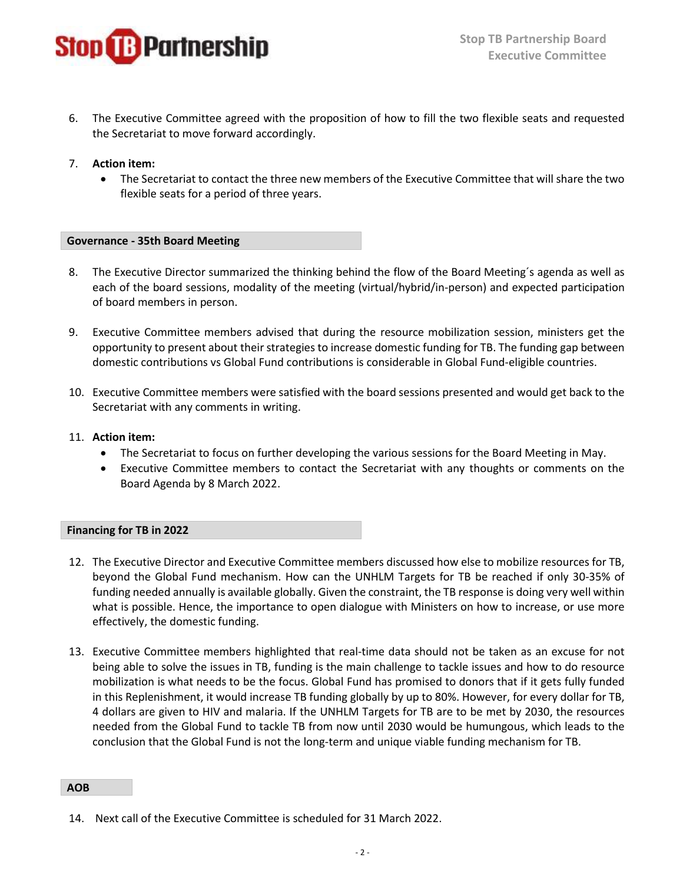6. The Executive Committee agreed with the proposition of how to fill the two flexible seats and requested the Secretariat to move forward accordingly.

7. **Action item:**
   - The Secretariat to contact the three new members of the Executive Committee that will share the two flexible seats for a period of three years.

## Governance - 35th Board Meeting

8. The Executive Director summarized the thinking behind the flow of the Board Meeting´s agenda as well as each of the board sessions, modality of the meeting (virtual/hybrid/in-person) and expected participation of board members in person.

9. Executive Committee members advised that during the resource mobilization session, ministers get the opportunity to present about their strategies to increase domestic funding for TB. The funding gap between domestic contributions vs Global Fund contributions is considerable in Global Fund-eligible countries.

10. Executive Committee members were satisfied with the board sessions presented and would get back to the Secretariat with any comments in writing.

11. **Action item:**
    - The Secretariat to focus on further developing the various sessions for the Board Meeting in May.
    - Executive Committee members to contact the Secretariat with any thoughts or comments on the Board Agenda by 8 March 2022.

## Financing for TB in 2022

12. The Executive Director and Executive Committee members discussed how else to mobilize resources for TB, beyond the Global Fund mechanism. How can the UNHLM Targets for TB be reached if only 30-35% of funding needed annually is available globally. Given the constraint, the TB response is doing very well within what is possible. Hence, the importance to open dialogue with Ministers on how to increase, or use more effectively, the domestic funding.

13. Executive Committee members highlighted that real-time data should not be taken as an excuse for not being able to solve the issues in TB, funding is the main challenge to tackle issues and how to do resource mobilization is what needs to be the focus. Global Fund has promised to donors that if it gets fully funded in this Replenishment, it would increase TB funding globally by up to 80%. However, for every dollar for TB, 4 dollars are given to HIV and malaria. If the UNHLM Targets for TB are to be met by 2030, the resources needed from the Global Fund to tackle TB from now until 2030 would be humungous, which leads to the conclusion that the Global Fund is not the long-term and unique viable funding mechanism for TB.

## AOB

14. Next call of the Executive Committee is scheduled for 31 March 2022.